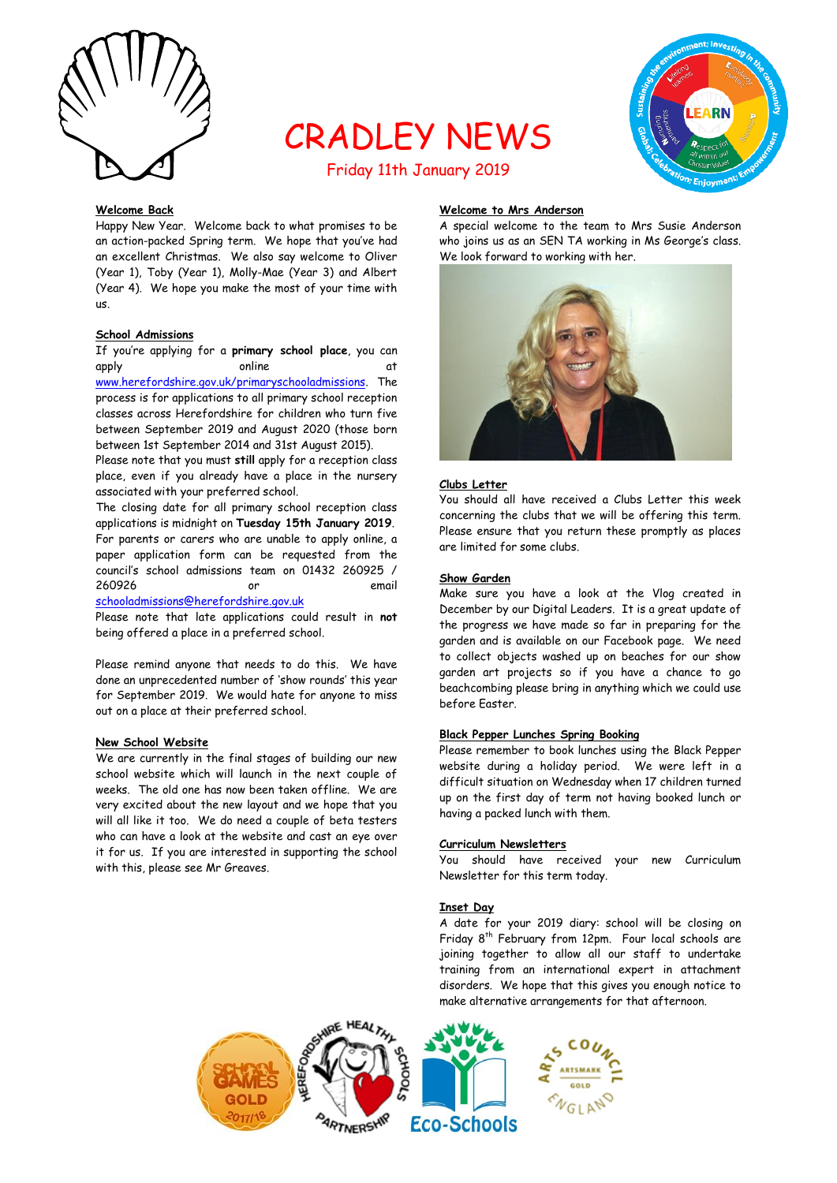# CRADLEY NEWS

Friday 11th January 2019

**Welcome Back**

Happy New Year. Welcome back to what promises to be an action-packed Spring term. We hope that you've had an excellent Christmas. We also say welcome to Oliver (Year 1), Toby (Year 1), Molly-Mae (Year 3) and Albert (Year 4). We hope you make the most of your time with us.

**School Admissions**

If you're applying for a **primary school place**, you can apply online at www.herefordshire.gov.uk/primaryschooladmissions. The process is for applications to all primary school reception classes across Herefordshire for children who turn five between September 2019 and August 2020 (those born between 1st September 2014 and 31st August 2015).

Please note that you must **still** apply for a reception class place, even if you already have a place in the nursery associated with your preferred school.

The closing date for all primary school reception class applications is midnight on **Tuesday 15th January 2019**. For parents or carers who are unable to apply online, a paper application form can be requested from the council's school admissions team on 01432 260925 / 260926 or email schooladmissions@herefordshire.gov.uk

Please note that late applications could result in **not** being offered a place in a preferred school.

Please remind anyone that needs to do this. We have done an unprecedented number of 'show rounds' this year for September 2019. We would hate for anyone to miss out on a place at their preferred school.

**New School Website**

We are currently in the final stages of building our new school website which will launch in the next couple of weeks. The old one has now been taken offline. We are very excited about the new layout and we hope that you will all like it too. We do need a couple of beta testers who can have a look at the website and cast an eye over it for us. If you are interested in supporting the school with this, please see Mr Greaves.

**Welcome to Mrs Anderson**

A special welcome to the team to Mrs Susie Anderson who joins us as an SEN TA working in Ms George's class. We look forward to working with her.

**Clubs Letter**

You should all have received a Clubs Letter this week concerning the clubs that we will be offering this term. Please ensure that you return these promptly as places are limited for some clubs.

**Show Garden**

Make sure you have a look at the Vlog created in December by our Digital Leaders. It is a great update of the progress we have made so far in preparing for the garden and is available on our Facebook page. We need to collect objects washed up on beaches for our show garden art projects so if you have a chance to go beachcombing please bring in anything which we could use before Easter.

**Black Pepper Lunches Spring Booking**

Please remember to book lunches using the Black Pepper website during a holiday period. We were left in a difficult situation on Wednesday when 17 children turned up on the first day of term not having booked lunch or having a packed lunch with them.

**Curriculum Newsletters**

You should have received your new Curriculum Newsletter for this term today.

**Inset Day**

A date for your 2019 diary: school will be closing on Friday 8th February from 12pm. Four local schools are joining together to allow all our staff to undertake training from an international expert in attachment disorders. We hope that this gives you enough notice to make alternative arrangements for that afternoon.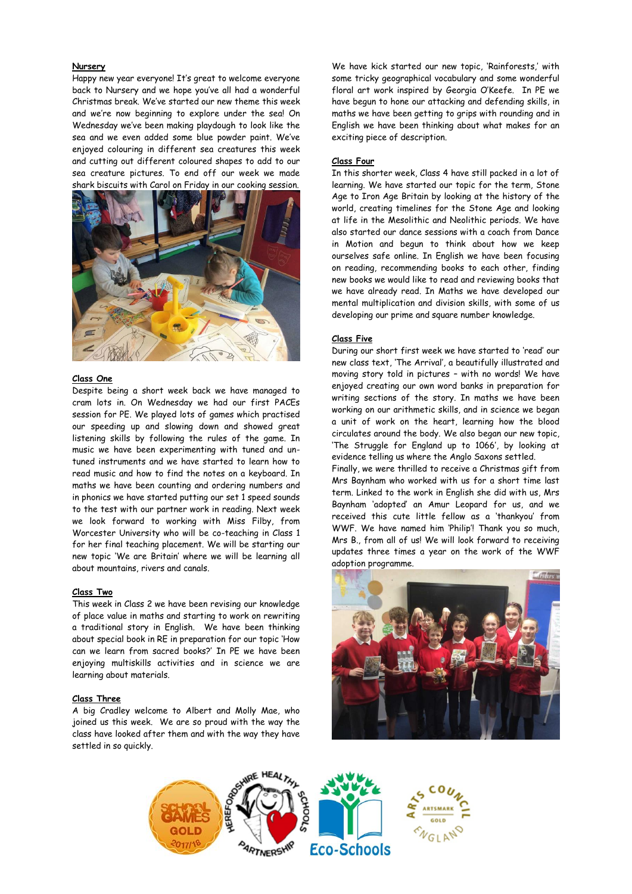## Nursery

Happy new year everyone! It's great to welcome everyone back to Nursery and we hope you've all had a wonderful Christmas break. We've started our new theme this week and we're now beginning to explore under the sea! On Wednesday we've been making playdough to look like the sea and we even added some blue powder paint. We've enjoyed colouring in different sea creatures this week and cutting out different coloured shapes to add to our sea creature pictures. To end off our week we made shark biscuits with Carol on Friday in our cooking session.

## Class One

Despite being a short week back we have managed to cram lots in. On Wednesday we had our first PACEs session for PE. We played lots of games which practised our speeding up and slowing down and showed great listening skills by following the rules of the game. In music we have been experimenting with tuned and un-tuned instruments and we have started to learn how to read music and how to find the notes on a keyboard. In maths we have been counting and ordering numbers and in phonics we have started putting our set 1 speed sounds to the test with our partner work in reading. Next week we look forward to working with Miss Filby, from Worcester University who will be co-teaching in Class 1 for her final teaching placement. We will be starting our new topic 'We are Britain' where we will be learning all about mountains, rivers and canals.

## Class Two

This week in Class 2 we have been revising our knowledge of place value in maths and starting to work on rewriting a traditional story in English. We have been thinking about special book in RE in preparation for our topic 'How can we learn from sacred books?' In PE we have been enjoying multiskills activities and in science we are learning about materials.

## Class Three

A big Cradley welcome to Albert and Molly Mae, who joined us this week. We are so proud with the way the class have looked after them and with the way they have settled in so quickly.

We have kick started our new topic, 'Rainforests,' with some tricky geographical vocabulary and some wonderful floral art work inspired by Georgia O'Keefe. In PE we have begun to hone our attacking and defending skills, in maths we have been getting to grips with rounding and in English we have been thinking about what makes for an exciting piece of description.

## Class Four

In this shorter week, Class 4 have still packed in a lot of learning. We have started our topic for the term, Stone Age to Iron Age Britain by looking at the history of the world, creating timelines for the Stone Age and looking at life in the Mesolithic and Neolithic periods. We have also started our dance sessions with a coach from Dance in Motion and begun to think about how we keep ourselves safe online. In English we have been focusing on reading, recommending books to each other, finding new books we would like to read and reviewing books that we have already read. In Maths we have developed our mental multiplication and division skills, with some of us developing our prime and square number knowledge.

## Class Five

During our short first week we have started to 'read' our new class text, 'The Arrival', a beautifully illustrated and moving story told in pictures – with no words! We have enjoyed creating our own word banks in preparation for writing sections of the story. In maths we have been working on our arithmetic skills, and in science we began a unit of work on the heart, learning how the blood circulates around the body. We also began our new topic, 'The Struggle for England up to 1066', by looking at evidence telling us where the Anglo Saxons settled.

Finally, we were thrilled to receive a Christmas gift from Mrs Baynham who worked with us for a short time last term. Linked to the work in English she did with us, Mrs Baynham 'adopted' an Amur Leopard for us, and we received this cute little fellow as a 'thankyou' from WWF. We have named him 'Philip'! Thank you so much, Mrs B., from all of us! We will look forward to receiving updates three times a year on the work of the WWF adoption programme.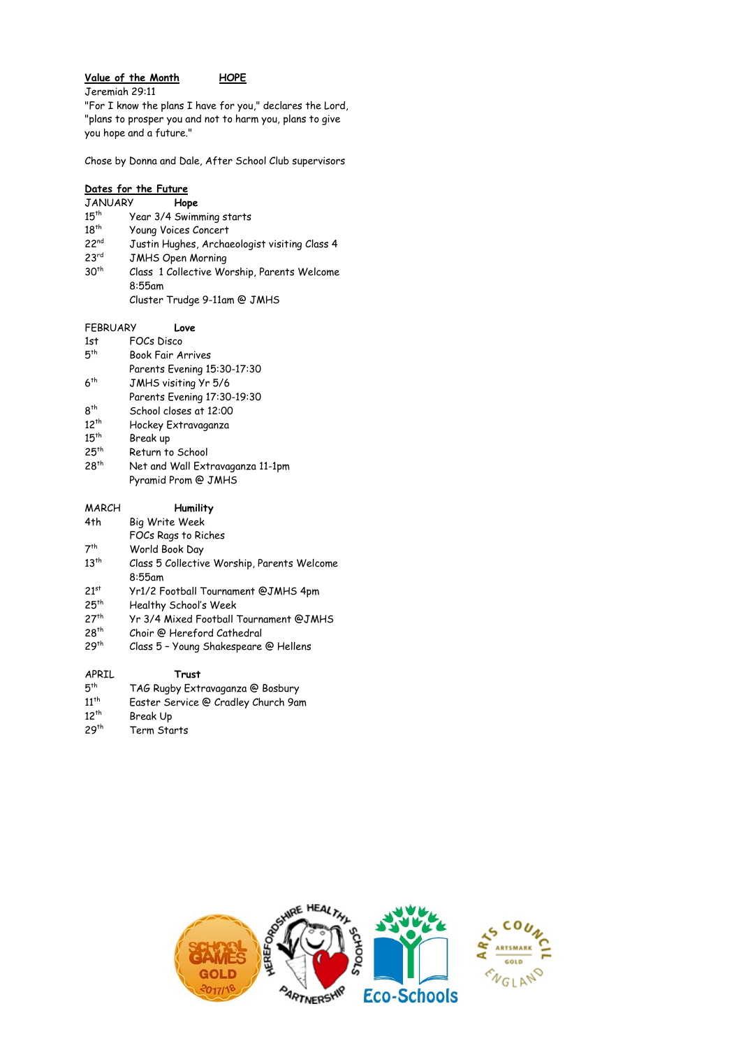**Value of the Month** **HOPE**

Jeremiah 29:11

"For I know the plans I have for you," declares the Lord, "plans to prosper you and not to harm you, plans to give you hope and a future."

Chose by Donna and Dale, After School Club supervisors

**Dates for the Future**

| JANUARY | **Hope** |
|---|---|
| 15th | Year 3/4 Swimming starts |
| 18th | Young Voices Concert |
| 22nd | Justin Hughes, Archaeologist visiting Class 4 |
| 23rd | JMHS Open Morning |
| 30th | Class 1 Collective Worship, Parents Welcome 8:55am |
| | Cluster Trudge 9-11am @ JMHS |

| FEBRUARY | **Love** |
|---|---|
| 1st | FOCs Disco |
| 5th | Book Fair Arrives |
| | Parents Evening 15:30-17:30 |
| 6th | JMHS visiting Yr 5/6 |
| | Parents Evening 17:30-19:30 |
| 8th | School closes at 12:00 |
| 12th | Hockey Extravaganza |
| 15th | Break up |
| 25th | Return to School |
| 28th | Net and Wall Extravaganza 11-1pm |
| | Pyramid Prom @ JMHS |

| MARCH | **Humility** |
|---|---|
| 4th | Big Write Week |
| | FOCs Rags to Riches |
| 7th | World Book Day |
| 13th | Class 5 Collective Worship, Parents Welcome 8:55am |
| 21st | Yr1/2 Football Tournament @JMHS 4pm |
| 25th | Healthy School's Week |
| 27th | Yr 3/4 Mixed Football Tournament @JMHS |
| 28th | Choir @ Hereford Cathedral |
| 29th | Class 5 – Young Shakespeare @ Hellens |

| APRIL | **Trust** |
|---|---|
| 5th | TAG Rugby Extravaganza @ Bosbury |
| 11th | Easter Service @ Cradley Church 9am |
| 12th | Break Up |
| 29th | Term Starts |